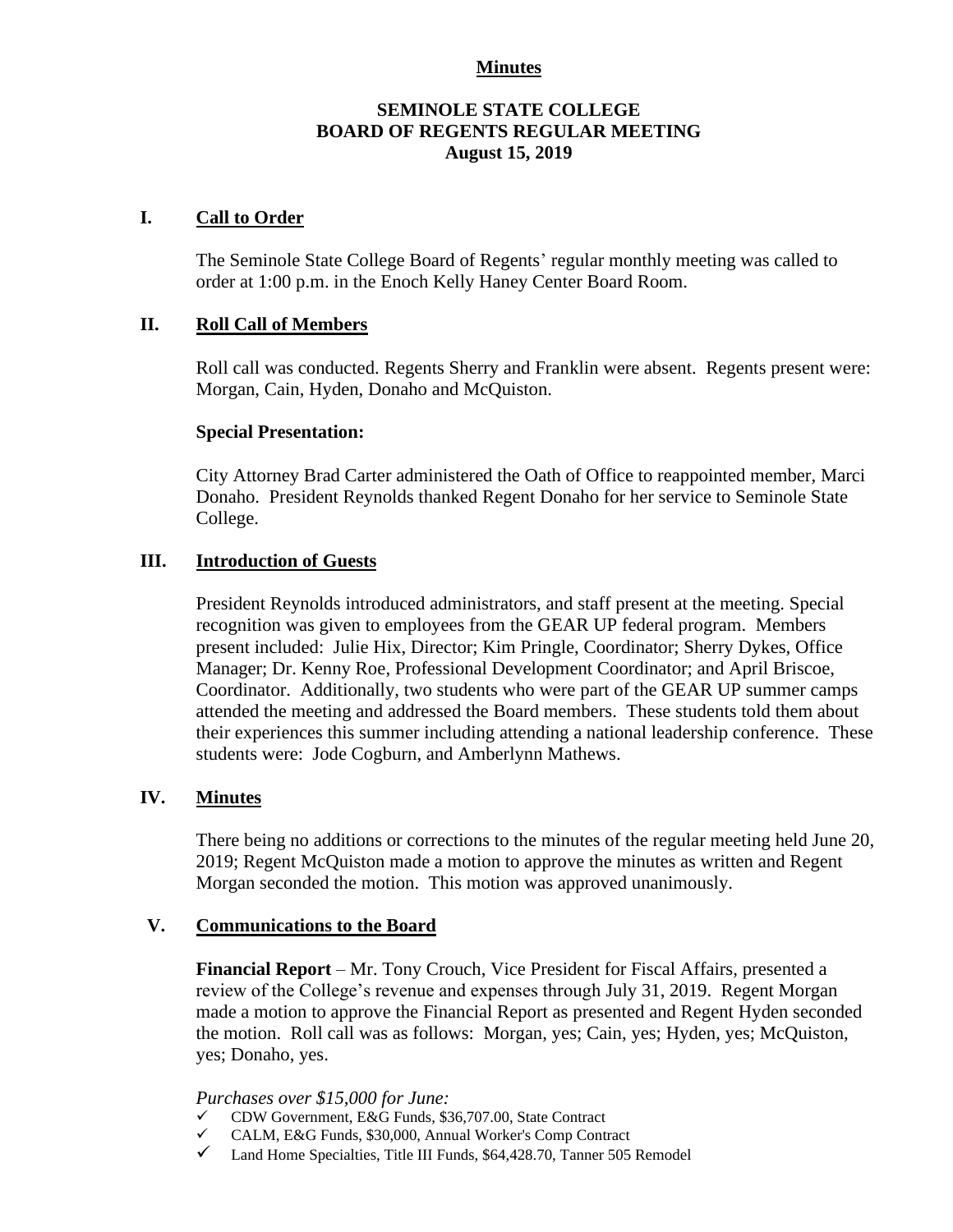**Minutes**

# SEMINOLE STATE COLLEGE
## BOARD OF REGENTS REGULAR MEETING
### August 15, 2019

## I. Call to Order

The Seminole State College Board of Regents' regular monthly meeting was called to order at 1:00 p.m. in the Enoch Kelly Haney Center Board Room.

## II. Roll Call of Members

Roll call was conducted. Regents Sherry and Franklin were absent. Regents present were: Morgan, Cain, Hyden, Donaho and McQuiston.

**Special Presentation:**

City Attorney Brad Carter administered the Oath of Office to reappointed member, Marci Donaho. President Reynolds thanked Regent Donaho for her service to Seminole State College.

## III. Introduction of Guests

President Reynolds introduced administrators, and staff present at the meeting. Special recognition was given to employees from the GEAR UP federal program. Members present included: Julie Hix, Director; Kim Pringle, Coordinator; Sherry Dykes, Office Manager; Dr. Kenny Roe, Professional Development Coordinator; and April Briscoe, Coordinator. Additionally, two students who were part of the GEAR UP summer camps attended the meeting and addressed the Board members. These students told them about their experiences this summer including attending a national leadership conference. These students were: Jode Cogburn, and Amberlynn Mathews.

## IV. Minutes

There being no additions or corrections to the minutes of the regular meeting held June 20, 2019; Regent McQuiston made a motion to approve the minutes as written and Regent Morgan seconded the motion. This motion was approved unanimously.

## V. Communications to the Board

**Financial Report** – Mr. Tony Crouch, Vice President for Fiscal Affairs, presented a review of the College's revenue and expenses through July 31, 2019. Regent Morgan made a motion to approve the Financial Report as presented and Regent Hyden seconded the motion. Roll call was as follows: Morgan, yes; Cain, yes; Hyden, yes; McQuiston, yes; Donaho, yes.

*Purchases over $15,000 for June:*

- ✓ CDW Government, E&G Funds, $36,707.00, State Contract
- ✓ CALM, E&G Funds, $30,000, Annual Worker's Comp Contract
- ✓ Land Home Specialties, Title III Funds, $64,428.70, Tanner 505 Remodel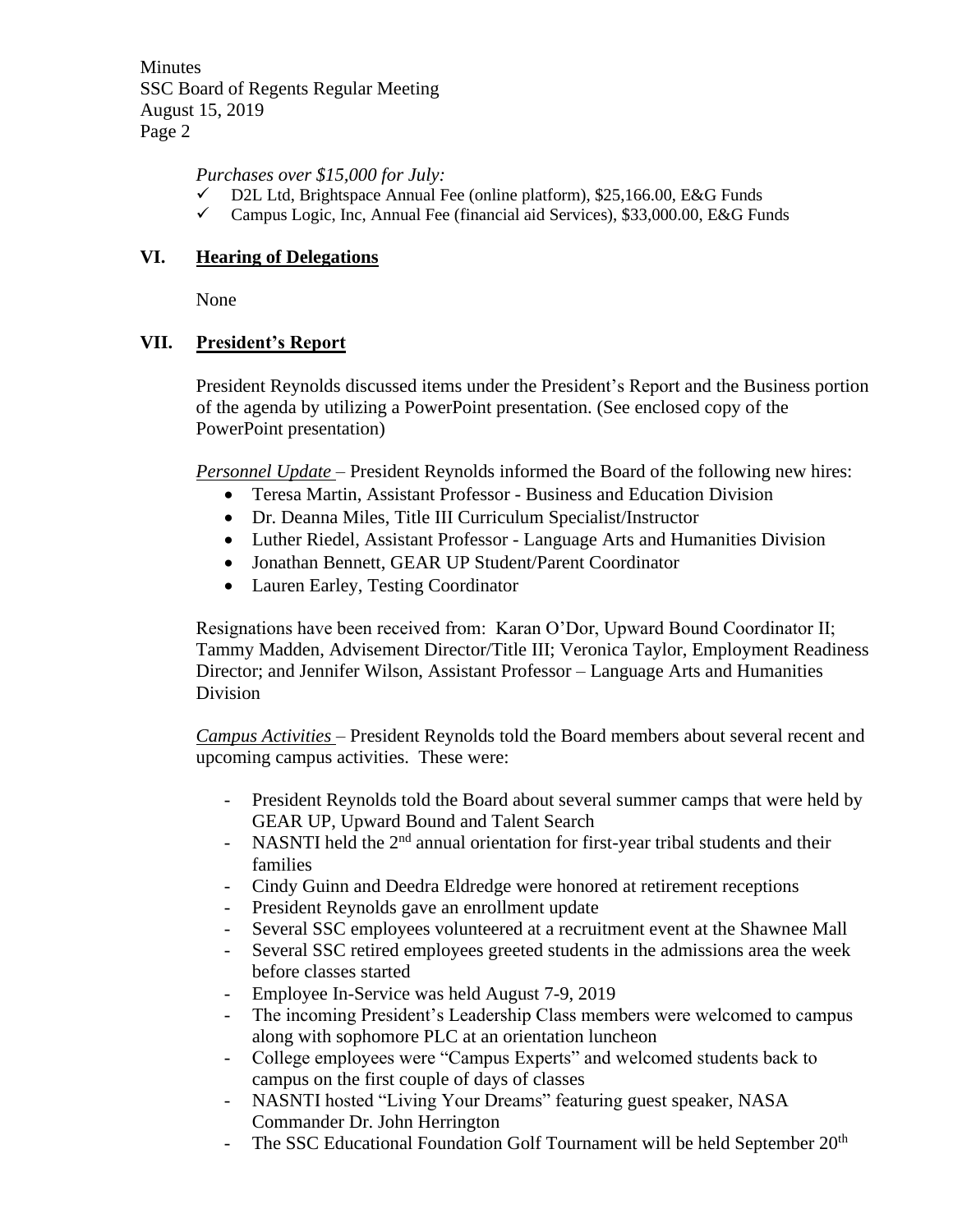*Purchases over $15,000 for July:*

- ✓ D2L Ltd, Brightspace Annual Fee (online platform), $25,166.00, E&G Funds
- ✓ Campus Logic, Inc, Annual Fee (financial aid Services), $33,000.00, E&G Funds

## VI. Hearing of Delegations

None

## VII. President's Report

President Reynolds discussed items under the President's Report and the Business portion of the agenda by utilizing a PowerPoint presentation. (See enclosed copy of the PowerPoint presentation)

*Personnel Update* – President Reynolds informed the Board of the following new hires:

- Teresa Martin, Assistant Professor - Business and Education Division
- Dr. Deanna Miles, Title III Curriculum Specialist/Instructor
- Luther Riedel, Assistant Professor - Language Arts and Humanities Division
- Jonathan Bennett, GEAR UP Student/Parent Coordinator
- Lauren Earley, Testing Coordinator

Resignations have been received from: Karan O'Dor, Upward Bound Coordinator II; Tammy Madden, Advisement Director/Title III; Veronica Taylor, Employment Readiness Director; and Jennifer Wilson, Assistant Professor – Language Arts and Humanities Division

*Campus Activities* – President Reynolds told the Board members about several recent and upcoming campus activities. These were:

- President Reynolds told the Board about several summer camps that were held by GEAR UP, Upward Bound and Talent Search
- NASNTI held the 2nd annual orientation for first-year tribal students and their families
- Cindy Guinn and Deedra Eldredge were honored at retirement receptions
- President Reynolds gave an enrollment update
- Several SSC employees volunteered at a recruitment event at the Shawnee Mall
- Several SSC retired employees greeted students in the admissions area the week before classes started
- Employee In-Service was held August 7-9, 2019
- The incoming President's Leadership Class members were welcomed to campus along with sophomore PLC at an orientation luncheon
- College employees were "Campus Experts" and welcomed students back to campus on the first couple of days of classes
- NASNTI hosted "Living Your Dreams" featuring guest speaker, NASA Commander Dr. John Herrington
- The SSC Educational Foundation Golf Tournament will be held September 20th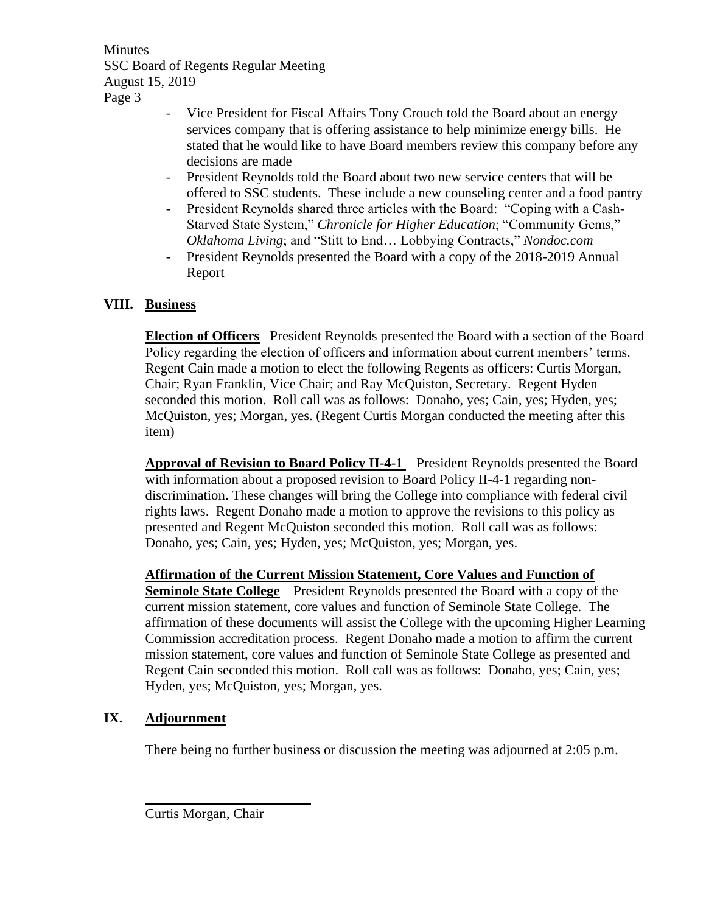- Vice President for Fiscal Affairs Tony Crouch told the Board about an energy services company that is offering assistance to help minimize energy bills. He stated that he would like to have Board members review this company before any decisions are made
- President Reynolds told the Board about two new service centers that will be offered to SSC students. These include a new counseling center and a food pantry
- President Reynolds shared three articles with the Board: "Coping with a Cash-Starved State System," *Chronicle for Higher Education*; "Community Gems," *Oklahoma Living*; and "Stitt to End… Lobbying Contracts," *Nondoc.com*
- President Reynolds presented the Board with a copy of the 2018-2019 Annual Report

## VIII. Business

**Election of Officers**– President Reynolds presented the Board with a section of the Board Policy regarding the election of officers and information about current members' terms. Regent Cain made a motion to elect the following Regents as officers: Curtis Morgan, Chair; Ryan Franklin, Vice Chair; and Ray McQuiston, Secretary. Regent Hyden seconded this motion. Roll call was as follows: Donaho, yes; Cain, yes; Hyden, yes; McQuiston, yes; Morgan, yes. (Regent Curtis Morgan conducted the meeting after this item)

**Approval of Revision to Board Policy II-4-1** – President Reynolds presented the Board with information about a proposed revision to Board Policy II-4-1 regarding non-discrimination. These changes will bring the College into compliance with federal civil rights laws. Regent Donaho made a motion to approve the revisions to this policy as presented and Regent McQuiston seconded this motion. Roll call was as follows: Donaho, yes; Cain, yes; Hyden, yes; McQuiston, yes; Morgan, yes.

**Affirmation of the Current Mission Statement, Core Values and Function of Seminole State College** – President Reynolds presented the Board with a copy of the current mission statement, core values and function of Seminole State College. The affirmation of these documents will assist the College with the upcoming Higher Learning Commission accreditation process. Regent Donaho made a motion to affirm the current mission statement, core values and function of Seminole State College as presented and Regent Cain seconded this motion. Roll call was as follows: Donaho, yes; Cain, yes; Hyden, yes; McQuiston, yes; Morgan, yes.

## IX. Adjournment

There being no further business or discussion the meeting was adjourned at 2:05 p.m.

Curtis Morgan, Chair